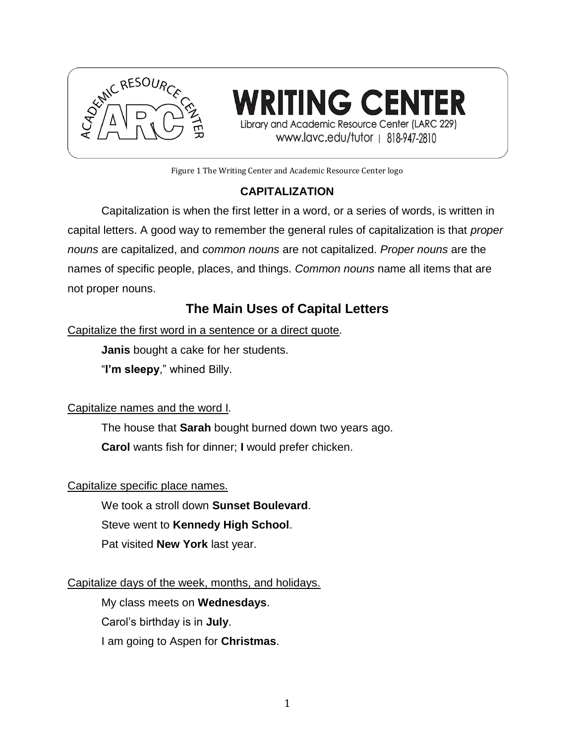Figure 1 The Writing Center and Academic Resource Center logo

# CAPITALIZATION

Capitalization is when the first letter in a word, or a series of words, is written in capital letters. A good way to remember the general rules of capitalization is that *proper nouns* are capitalized, and *common nouns* are not capitalized. *Proper nouns* are the names of specific people, places, and things. *Common nouns* name all items that are not proper nouns.

## The Main Uses of Capital Letters

<u>Capitalize the first word in a sentence or a direct quote</u>.

**Janis** bought a cake for her students.

"**I'm sleepy**," whined Billy.

<u>Capitalize names and the word I</u>.

The house that **Sarah** bought burned down two years ago.

**Carol** wants fish for dinner; **I** would prefer chicken.

<u>Capitalize specific place names.</u>

We took a stroll down **Sunset Boulevard**.

Steve went to **Kennedy High School**.

Pat visited **New York** last year.

<u>Capitalize days of the week, months, and holidays.</u>

My class meets on **Wednesdays**.

Carol's birthday is in **July**.

I am going to Aspen for **Christmas**.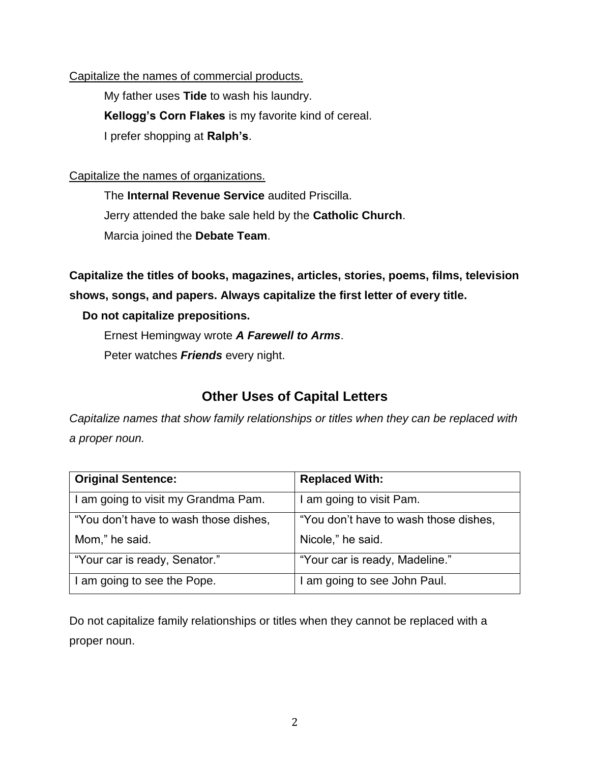<u>Capitalize the names of commercial products.</u>

My father uses **Tide** to wash his laundry.

**Kellogg's Corn Flakes** is my favorite kind of cereal.

I prefer shopping at **Ralph's**.

<u>Capitalize the names of organizations.</u>

The **Internal Revenue Service** audited Priscilla.

Jerry attended the bake sale held by the **Catholic Church**.

Marcia joined the **Debate Team**.

**Capitalize the titles of books, magazines, articles, stories, poems, films, television shows, songs, and papers. Always capitalize the first letter of every title.**

**Do not capitalize prepositions.**

Ernest Hemingway wrote ***A Farewell to Arms***.

Peter watches ***Friends*** every night.

## Other Uses of Capital Letters

*Capitalize names that show family relationships or titles when they can be replaced with a proper noun.*

| **Original Sentence:** | **Replaced With:** |
|---|---|
| I am going to visit my Grandma Pam. | I am going to visit Pam. |
| "You don't have to wash those dishes, Mom," he said. | "You don't have to wash those dishes, Nicole," he said. |
| "Your car is ready, Senator." | "Your car is ready, Madeline." |
| I am going to see the Pope. | I am going to see John Paul. |

Do not capitalize family relationships or titles when they cannot be replaced with a proper noun.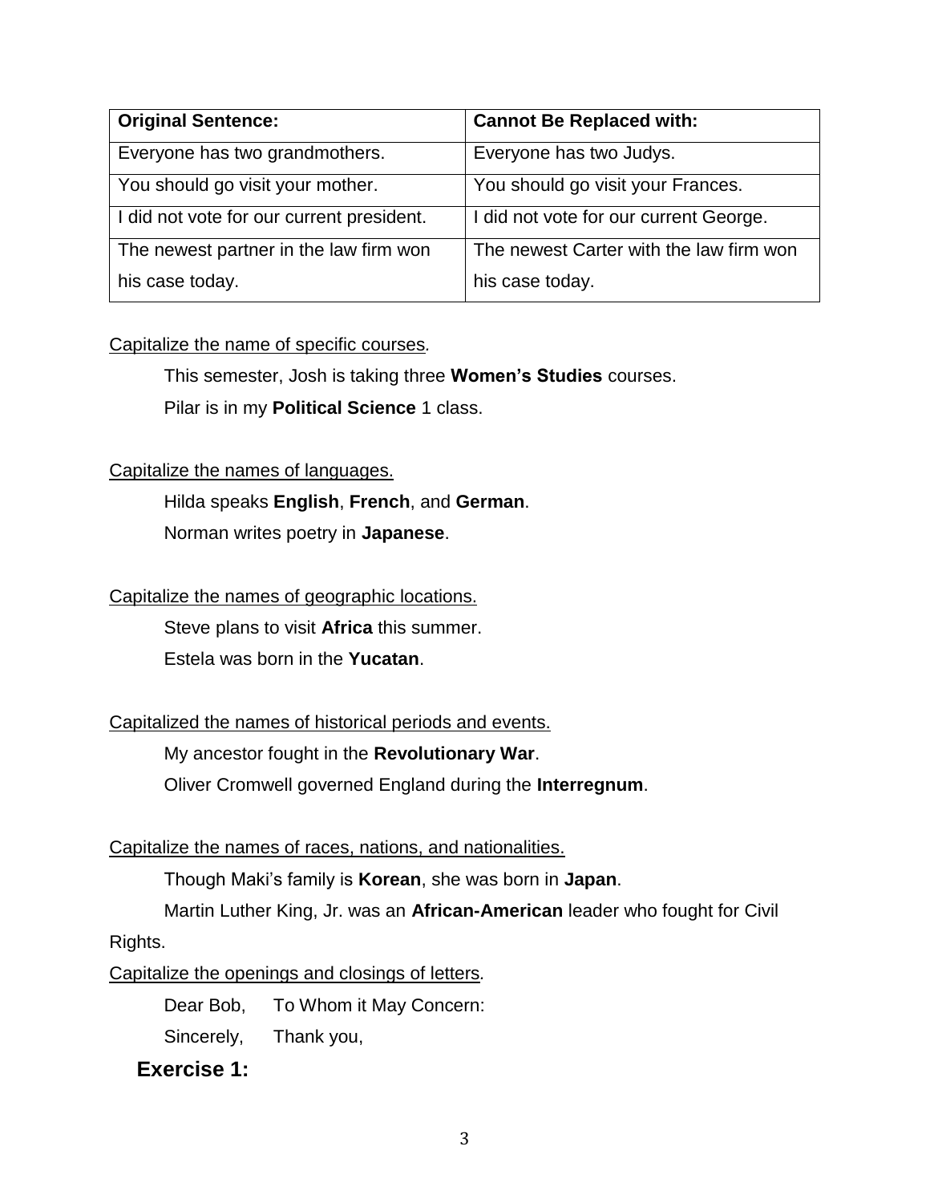| Original Sentence: | Cannot Be Replaced with: |
| --- | --- |
| Everyone has two grandmothers. | Everyone has two Judys. |
| You should go visit your mother. | You should go visit your Frances. |
| I did not vote for our current president. | I did not vote for our current George. |
| The newest partner in the law firm won his case today. | The newest Carter with the law firm won his case today. |

Capitalize the name of specific courses.

This semester, Josh is taking three **Women's Studies** courses.

Pilar is in my **Political Science** 1 class.

Capitalize the names of languages.

Hilda speaks **English**, **French**, and **German**.

Norman writes poetry in **Japanese**.

Capitalize the names of geographic locations.

Steve plans to visit **Africa** this summer.

Estela was born in the **Yucatan**.

Capitalized the names of historical periods and events.

My ancestor fought in the **Revolutionary War**.

Oliver Cromwell governed England during the **Interregnum**.

Capitalize the names of races, nations, and nationalities.

Though Maki's family is **Korean**, she was born in **Japan**.

Martin Luther King, Jr. was an **African-American** leader who fought for Civil Rights.

Capitalize the openings and closings of letters.

Dear Bob,    To Whom it May Concern:

Sincerely,    Thank you,

## Exercise 1: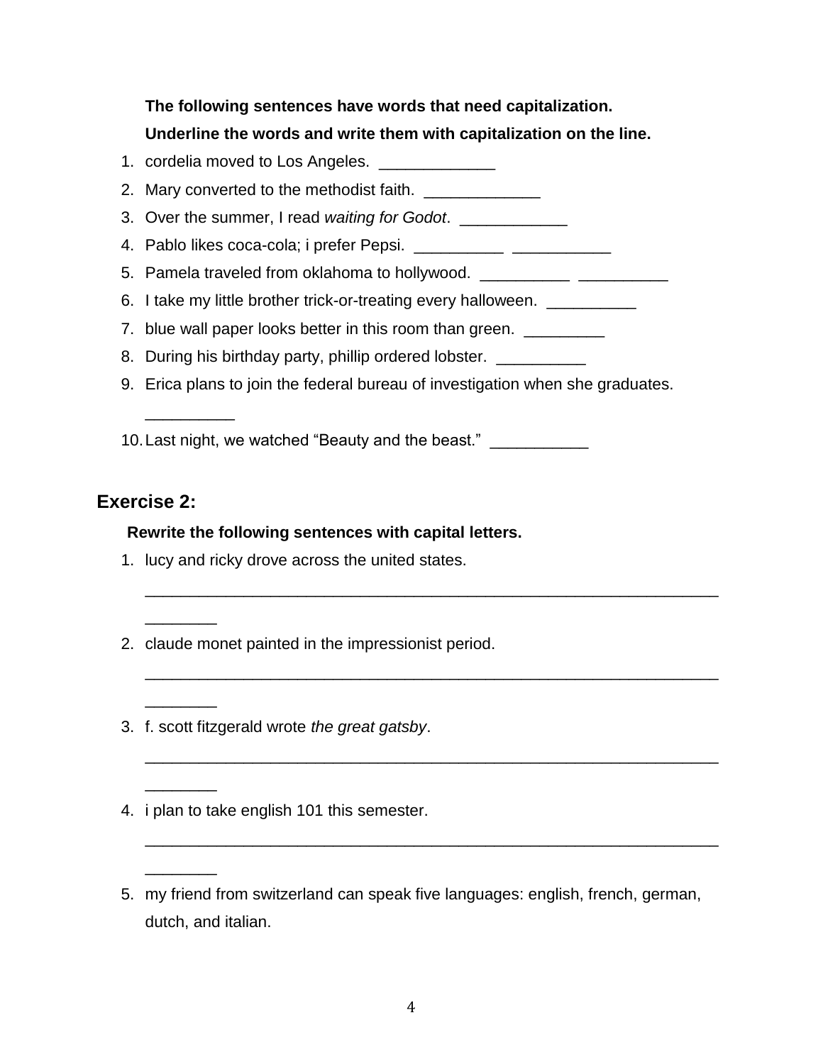**The following sentences have words that need capitalization. Underline the words and write them with capitalization on the line.**

1. cordelia moved to Los Angeles. _____________
2. Mary converted to the methodist faith. _____________
3. Over the summer, I read *waiting for Godot*. ____________
4. Pablo likes coca-cola; i prefer Pepsi. __________ ___________
5. Pamela traveled from oklahoma to hollywood. __________ __________
6. I take my little brother trick-or-treating every halloween. __________
7. blue wall paper looks better in this room than green. _________
8. During his birthday party, phillip ordered lobster. __________
9. Erica plans to join the federal bureau of investigation when she graduates. __________
10. Last night, we watched "Beauty and the beast." ___________

## Exercise 2:

**Rewrite the following sentences with capital letters.**

1. lucy and ricky drove across the united states.

   ___________________________________________________________________________

2. claude monet painted in the impressionist period.

   ___________________________________________________________________________

3. f. scott fitzgerald wrote *the great gatsby*.

   ___________________________________________________________________________

4. i plan to take english 101 this semester.

   ___________________________________________________________________________

5. my friend from switzerland can speak five languages: english, french, german, dutch, and italian.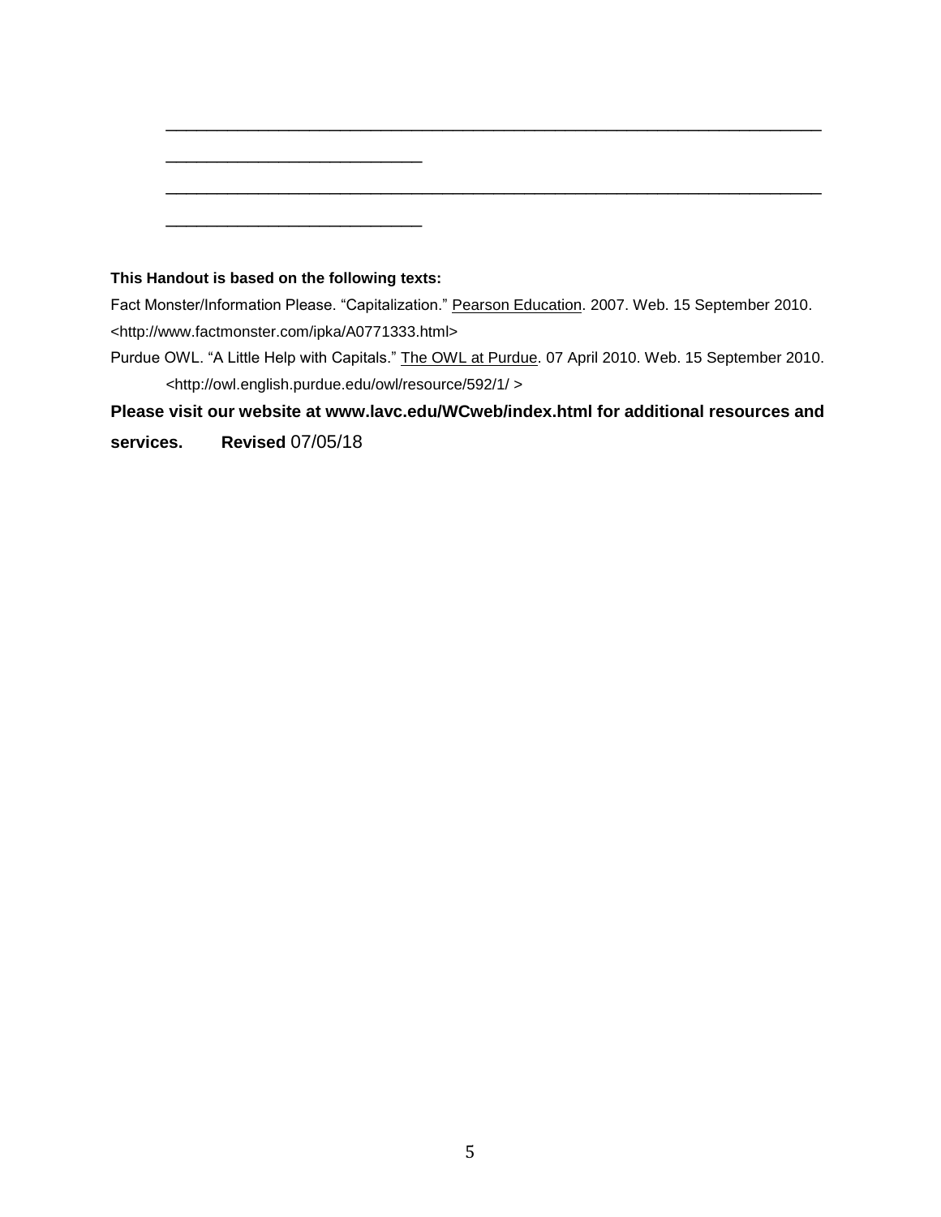______________________________________________________________________

___________________________

______________________________________________________________________

___________________________

**This Handout is based on the following texts:**

Fact Monster/Information Please. "Capitalization." Pearson Education. 2007. Web. 15 September 2010. <http://www.factmonster.com/ipka/A0771333.html>

Purdue OWL. "A Little Help with Capitals." The OWL at Purdue. 07 April 2010. Web. 15 September 2010. <http://owl.english.purdue.edu/owl/resource/592/1/ >

**Please visit our website at www.lavc.edu/WCweb/index.html for additional resources and services.** **Revised** 07/05/18